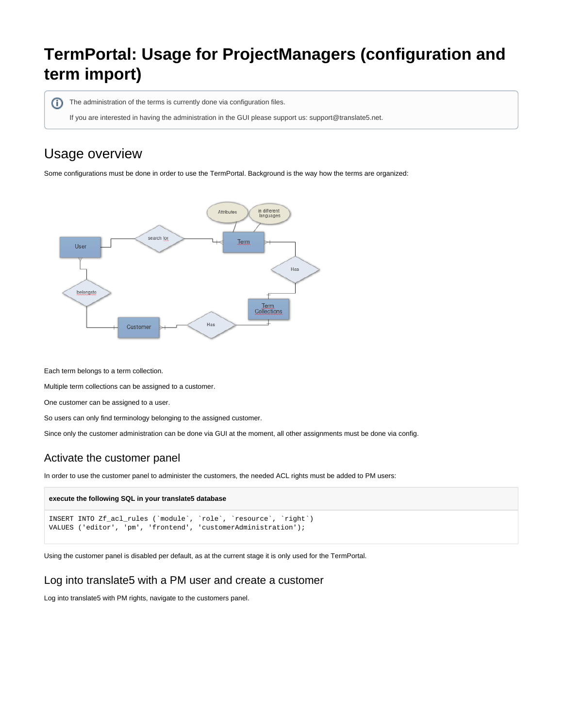# TermPortal: Usage for ProjectManagers (configuration and term import)

> The administration of the terms is currently done via configuration files.
>
> If you are interested in having the administration in the GUI please support us: support@translate5.net.

## Usage overview

Some configurations must be done in order to use the TermPortal. Background is the way how the terms are organized:

Each term belongs to a term collection.

Multiple term collections can be assigned to a customer.

One customer can be assigned to a user.

So users can only find terminology belonging to the assigned customer.

Since only the customer administration can be done via GUI at the moment, all other assignments must be done via config.

### Activate the customer panel

In order to use the customer panel to administer the customers, the needed ACL rights must be added to PM users:

**execute the following SQL in your translate5 database**

```
INSERT INTO Zf_acl_rules (`module`, `role`, `resource`, `right`)
VALUES ('editor', 'pm', 'frontend', 'customerAdministration');
```

Using the customer panel is disabled per default, as at the current stage it is only used for the TermPortal.

### Log into translate5 with a PM user and create a customer

Log into translate5 with PM rights, navigate to the customers panel.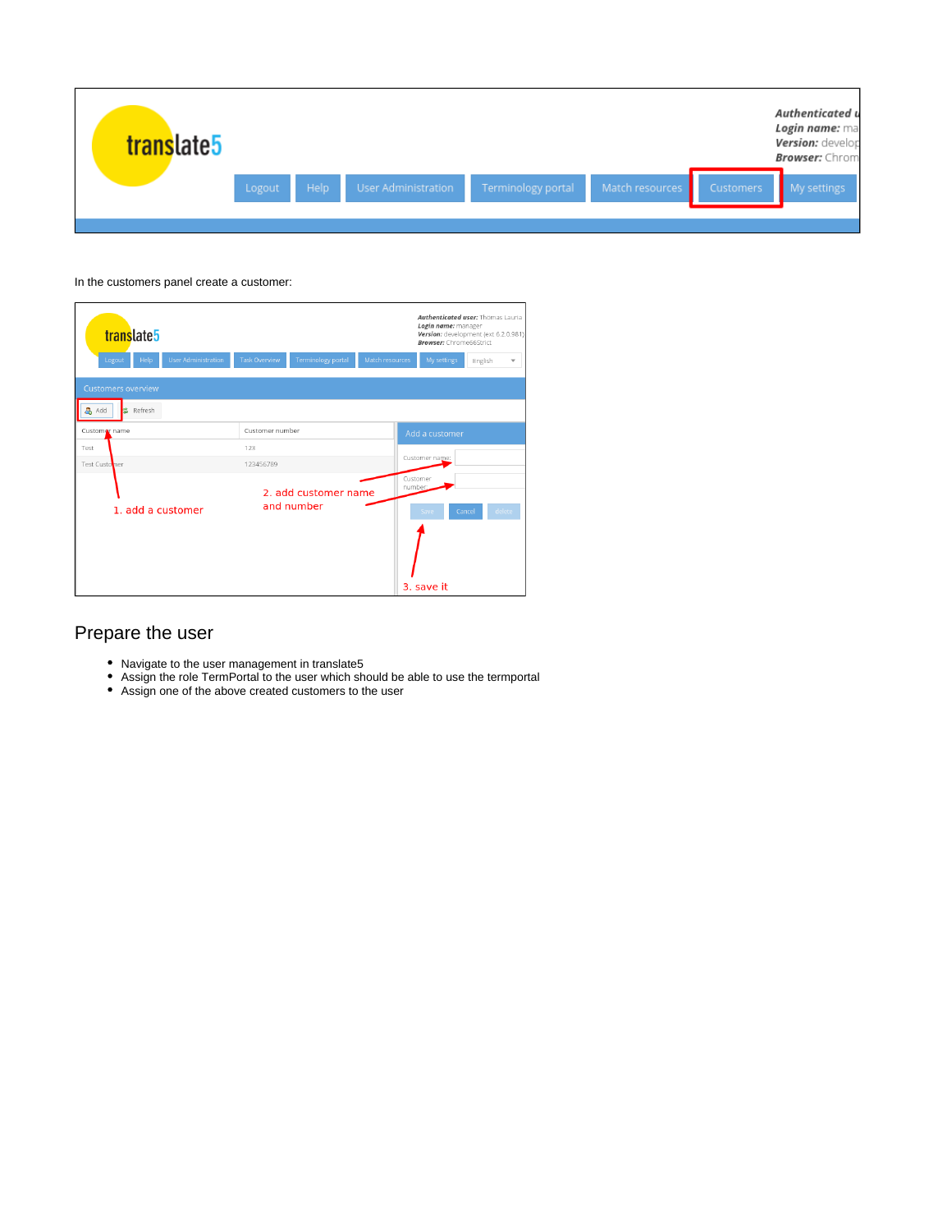In the customers panel create a customer:

## Prepare the user

- Navigate to the user management in translate5
- Assign the role TermPortal to the user which should be able to use the termportal
- Assign one of the above created customers to the user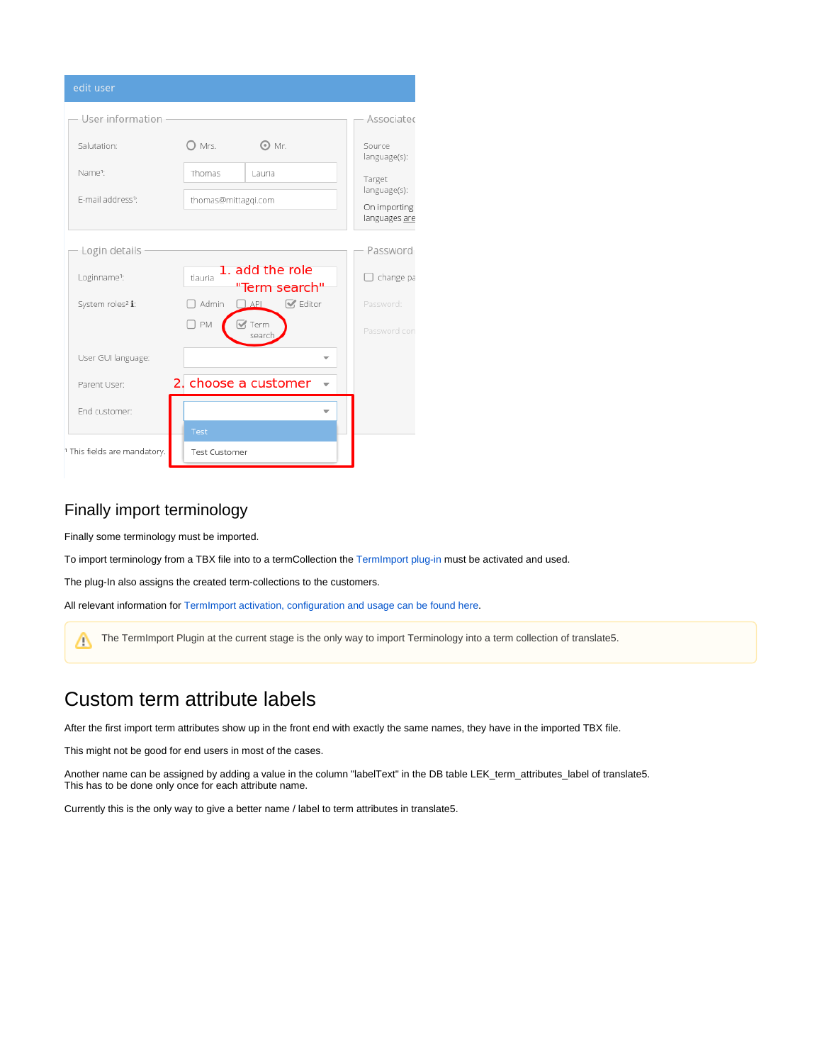## Finally import terminology

Finally some terminology must be imported.

To import terminology from a TBX file into to a termCollection the TermImport plug-in must be activated and used.

The plug-In also assigns the created term-collections to the customers.

All relevant information for TermImport activation, configuration and usage can be found here.

> ⚠ The TermImport Plugin at the current stage is the only way to import Terminology into a term collection of translate5.

# Custom term attribute labels

After the first import term attributes show up in the front end with exactly the same names, they have in the imported TBX file.

This might not be good for end users in most of the cases.

Another name can be assigned by adding a value in the column "labelText" in the DB table LEK_term_attributes_label of translate5.
This has to be done only once for each attribute name.

Currently this is the only way to give a better name / label to term attributes in translate5.